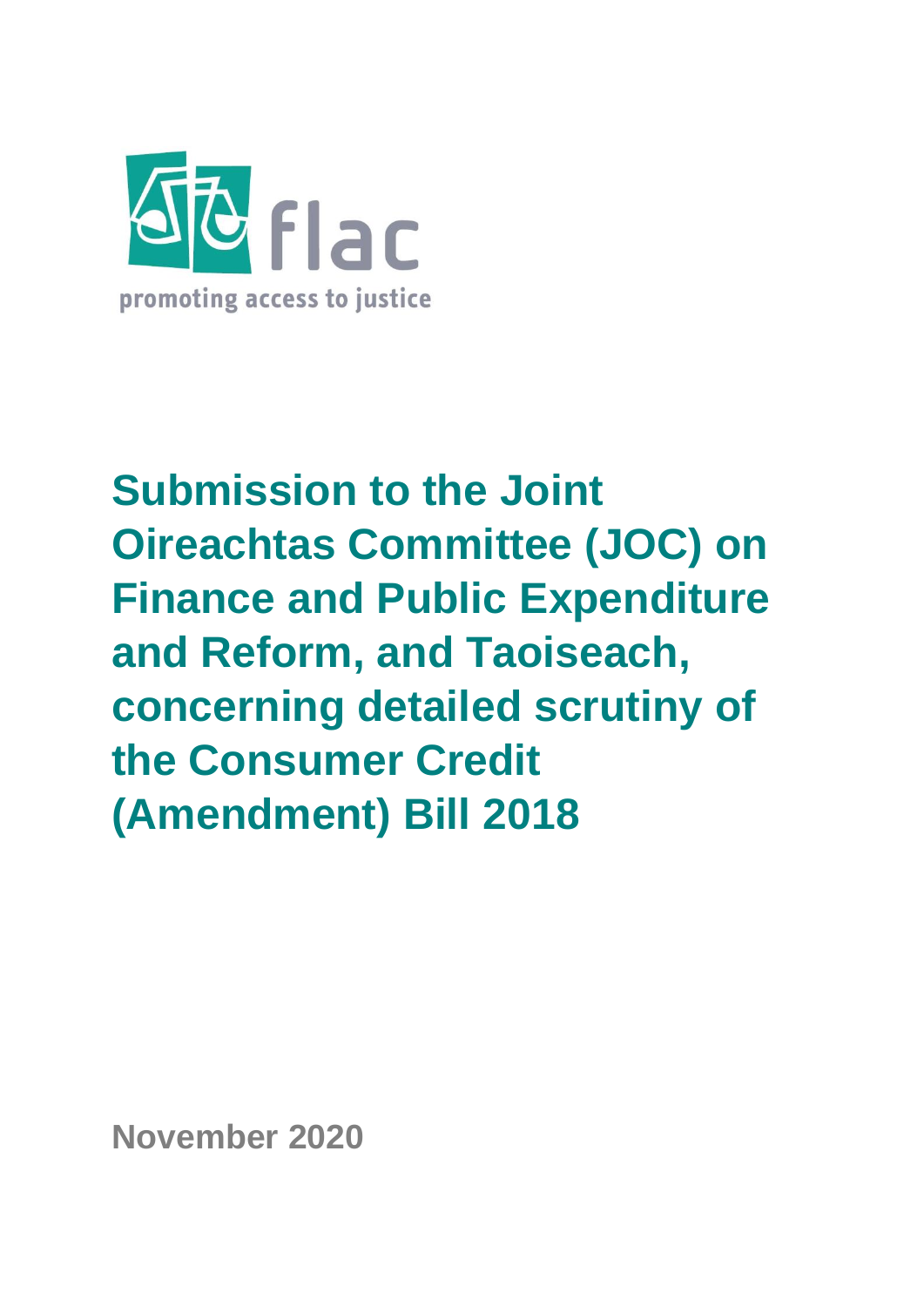flac

promoting access to justice

# Submission to the Joint Oireachtas Committee (JOC) on Finance and Public Expenditure and Reform, and Taoiseach, concerning detailed scrutiny of the Consumer Credit (Amendment) Bill 2018

**November 2020**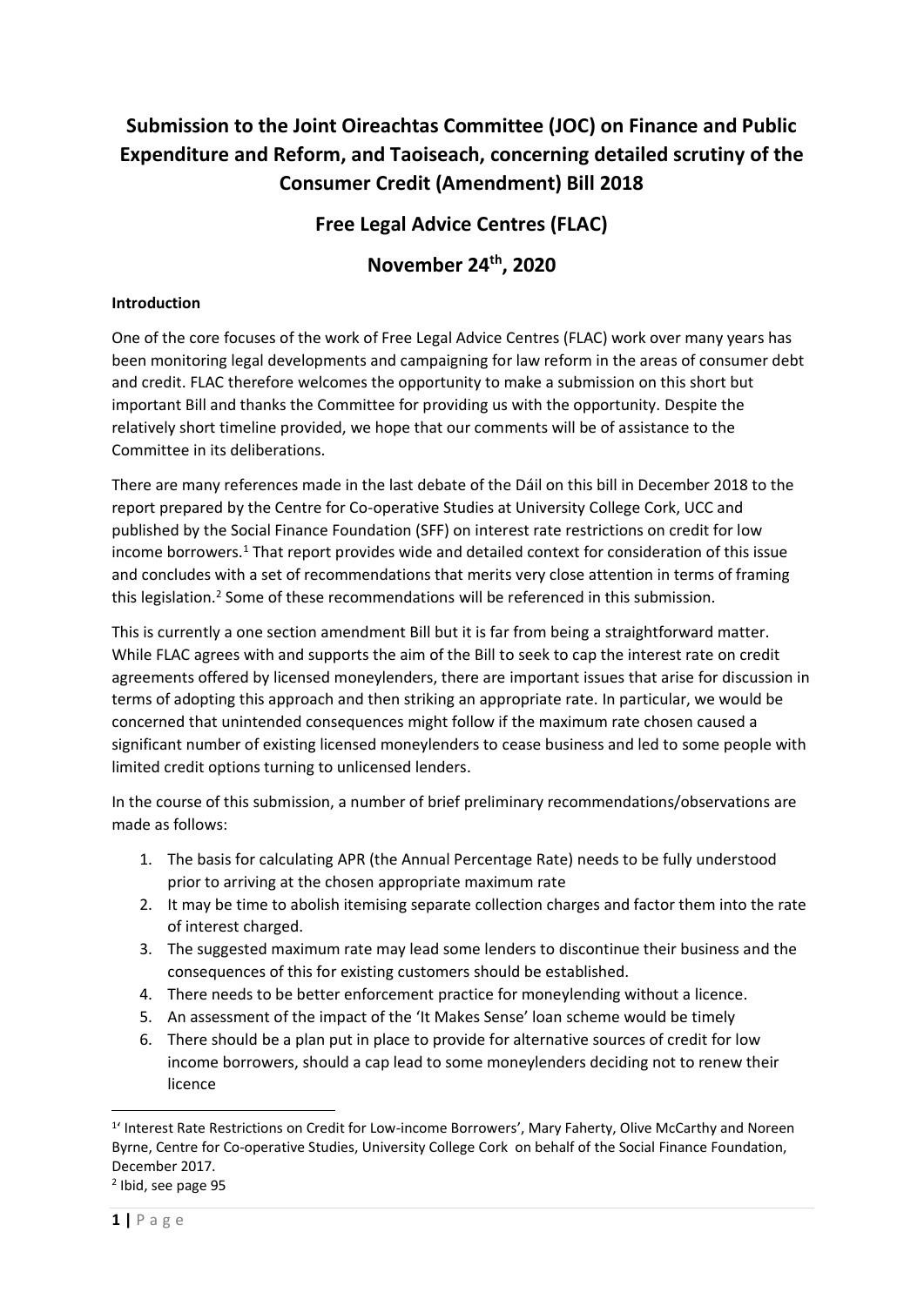# Submission to the Joint Oireachtas Committee (JOC) on Finance and Public Expenditure and Reform, and Taoiseach, concerning detailed scrutiny of the Consumer Credit (Amendment) Bill 2018

## Free Legal Advice Centres (FLAC)

## November 24th, 2020

**Introduction**

One of the core focuses of the work of Free Legal Advice Centres (FLAC) work over many years has been monitoring legal developments and campaigning for law reform in the areas of consumer debt and credit. FLAC therefore welcomes the opportunity to make a submission on this short but important Bill and thanks the Committee for providing us with the opportunity. Despite the relatively short timeline provided, we hope that our comments will be of assistance to the Committee in its deliberations.

There are many references made in the last debate of the Dáil on this bill in December 2018 to the report prepared by the Centre for Co-operative Studies at University College Cork, UCC and published by the Social Finance Foundation (SFF) on interest rate restrictions on credit for low income borrowers.[1] That report provides wide and detailed context for consideration of this issue and concludes with a set of recommendations that merits very close attention in terms of framing this legislation.[2] Some of these recommendations will be referenced in this submission.

This is currently a one section amendment Bill but it is far from being a straightforward matter. While FLAC agrees with and supports the aim of the Bill to seek to cap the interest rate on credit agreements offered by licensed moneylenders, there are important issues that arise for discussion in terms of adopting this approach and then striking an appropriate rate. In particular, we would be concerned that unintended consequences might follow if the maximum rate chosen caused a significant number of existing licensed moneylenders to cease business and led to some people with limited credit options turning to unlicensed lenders.

In the course of this submission, a number of brief preliminary recommendations/observations are made as follows:

1. The basis for calculating APR (the Annual Percentage Rate) needs to be fully understood prior to arriving at the chosen appropriate maximum rate
2. It may be time to abolish itemising separate collection charges and factor them into the rate of interest charged.
3. The suggested maximum rate may lead some lenders to discontinue their business and the consequences of this for existing customers should be established.
4. There needs to be better enforcement practice for moneylending without a licence.
5. An assessment of the impact of the 'It Makes Sense' loan scheme would be timely
6. There should be a plan put in place to provide for alternative sources of credit for low income borrowers, should a cap lead to some moneylenders deciding not to renew their licence

---

[1] 'Interest Rate Restrictions on Credit for Low-income Borrowers', Mary Faherty, Olive McCarthy and Noreen Byrne, Centre for Co-operative Studies, University College Cork on behalf of the Social Finance Foundation, December 2017.

[2] Ibid, see page 95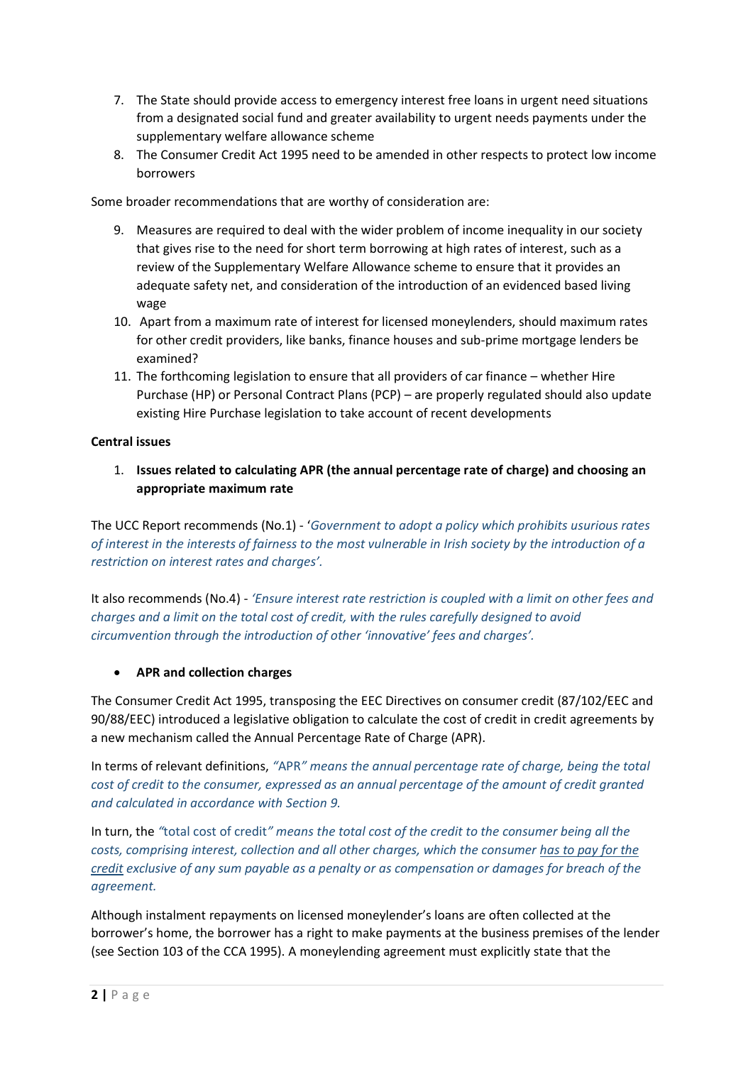7. The State should provide access to emergency interest free loans in urgent need situations from a designated social fund and greater availability to urgent needs payments under the supplementary welfare allowance scheme
8. The Consumer Credit Act 1995 need to be amended in other respects to protect low income borrowers

Some broader recommendations that are worthy of consideration are:

9. Measures are required to deal with the wider problem of income inequality in our society that gives rise to the need for short term borrowing at high rates of interest, such as a review of the Supplementary Welfare Allowance scheme to ensure that it provides an adequate safety net, and consideration of the introduction of an evidenced based living wage
10. Apart from a maximum rate of interest for licensed moneylenders, should maximum rates for other credit providers, like banks, finance houses and sub-prime mortgage lenders be examined?
11. The forthcoming legislation to ensure that all providers of car finance – whether Hire Purchase (HP) or Personal Contract Plans (PCP) – are properly regulated should also update existing Hire Purchase legislation to take account of recent developments

**Central issues**

1. **Issues related to calculating APR (the annual percentage rate of charge) and choosing an appropriate maximum rate**

The UCC Report recommends (No.1) - '*Government to adopt a policy which prohibits usurious rates of interest in the interests of fairness to the most vulnerable in Irish society by the introduction of a restriction on interest rates and charges'.*

It also recommends (No.4) - *'Ensure interest rate restriction is coupled with a limit on other fees and charges and a limit on the total cost of credit, with the rules carefully designed to avoid circumvention through the introduction of other 'innovative' fees and charges'.*

- **APR and collection charges**

The Consumer Credit Act 1995, transposing the EEC Directives on consumer credit (87/102/EEC and 90/88/EEC) introduced a legislative obligation to calculate the cost of credit in credit agreements by a new mechanism called the Annual Percentage Rate of Charge (APR).

In terms of relevant definitions, *"APR" means the annual percentage rate of charge, being the total cost of credit to the consumer, expressed as an annual percentage of the amount of credit granted and calculated in accordance with Section 9.*

In turn, the *"total cost of credit" means the total cost of the credit to the consumer being all the costs, comprising interest, collection and all other charges, which the consumer <u>has to pay for the credit</u> exclusive of any sum payable as a penalty or as compensation or damages for breach of the agreement.*

Although instalment repayments on licensed moneylender's loans are often collected at the borrower's home, the borrower has a right to make payments at the business premises of the lender (see Section 103 of the CCA 1995). A moneylending agreement must explicitly state that the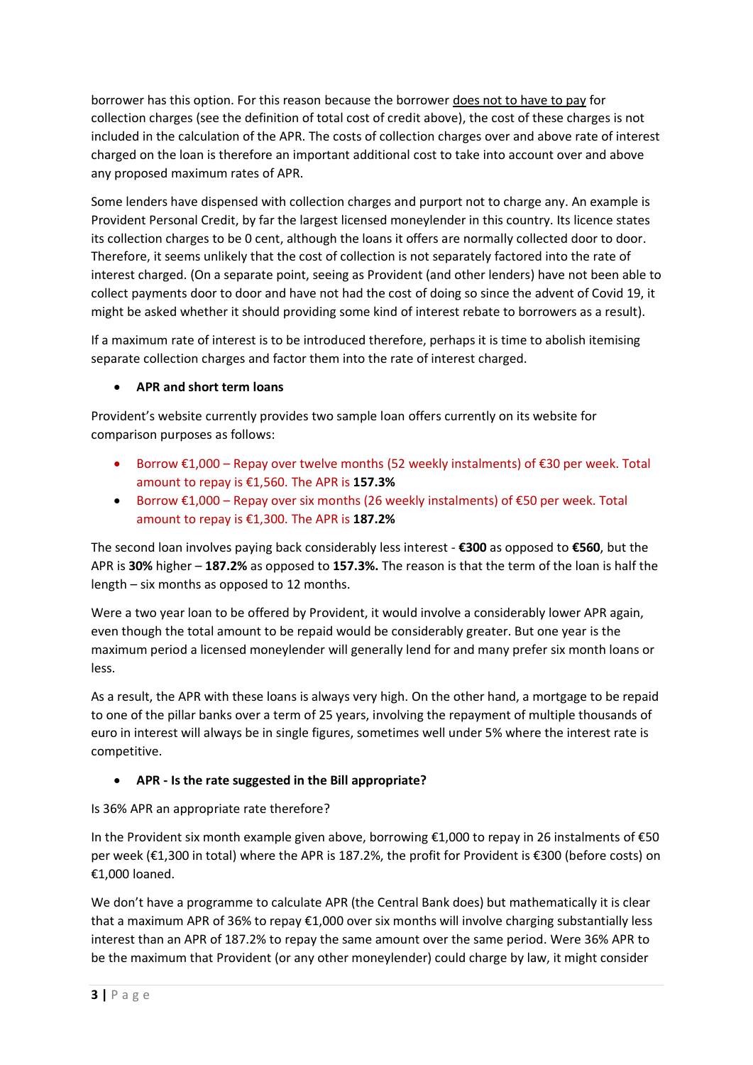borrower has this option. For this reason because the borrower <u>does not to have to pay</u> for collection charges (see the definition of total cost of credit above), the cost of these charges is not included in the calculation of the APR. The costs of collection charges over and above rate of interest charged on the loan is therefore an important additional cost to take into account over and above any proposed maximum rates of APR.

Some lenders have dispensed with collection charges and purport not to charge any. An example is Provident Personal Credit, by far the largest licensed moneylender in this country. Its licence states its collection charges to be 0 cent, although the loans it offers are normally collected door to door. Therefore, it seems unlikely that the cost of collection is not separately factored into the rate of interest charged. (On a separate point, seeing as Provident (and other lenders) have not been able to collect payments door to door and have not had the cost of doing so since the advent of Covid 19, it might be asked whether it should providing some kind of interest rebate to borrowers as a result).

If a maximum rate of interest is to be introduced therefore, perhaps it is time to abolish itemising separate collection charges and factor them into the rate of interest charged.

- **APR and short term loans**

Provident's website currently provides two sample loan offers currently on its website for comparison purposes as follows:

- Borrow €1,000 – Repay over twelve months (52 weekly instalments) of €30 per week. Total amount to repay is €1,560. The APR is **157.3%**
- Borrow €1,000 – Repay over six months (26 weekly instalments) of €50 per week. Total amount to repay is €1,300. The APR is **187.2%**

The second loan involves paying back considerably less interest - **€300** as opposed to **€560**, but the APR is **30%** higher – **187.2%** as opposed to **157.3%.** The reason is that the term of the loan is half the length – six months as opposed to 12 months.

Were a two year loan to be offered by Provident, it would involve a considerably lower APR again, even though the total amount to be repaid would be considerably greater. But one year is the maximum period a licensed moneylender will generally lend for and many prefer six month loans or less.

As a result, the APR with these loans is always very high. On the other hand, a mortgage to be repaid to one of the pillar banks over a term of 25 years, involving the repayment of multiple thousands of euro in interest will always be in single figures, sometimes well under 5% where the interest rate is competitive.

- **APR - Is the rate suggested in the Bill appropriate?**

Is 36% APR an appropriate rate therefore?

In the Provident six month example given above, borrowing €1,000 to repay in 26 instalments of €50 per week (€1,300 in total) where the APR is 187.2%, the profit for Provident is €300 (before costs) on €1,000 loaned.

We don't have a programme to calculate APR (the Central Bank does) but mathematically it is clear that a maximum APR of 36% to repay €1,000 over six months will involve charging substantially less interest than an APR of 187.2% to repay the same amount over the same period. Were 36% APR to be the maximum that Provident (or any other moneylender) could charge by law, it might consider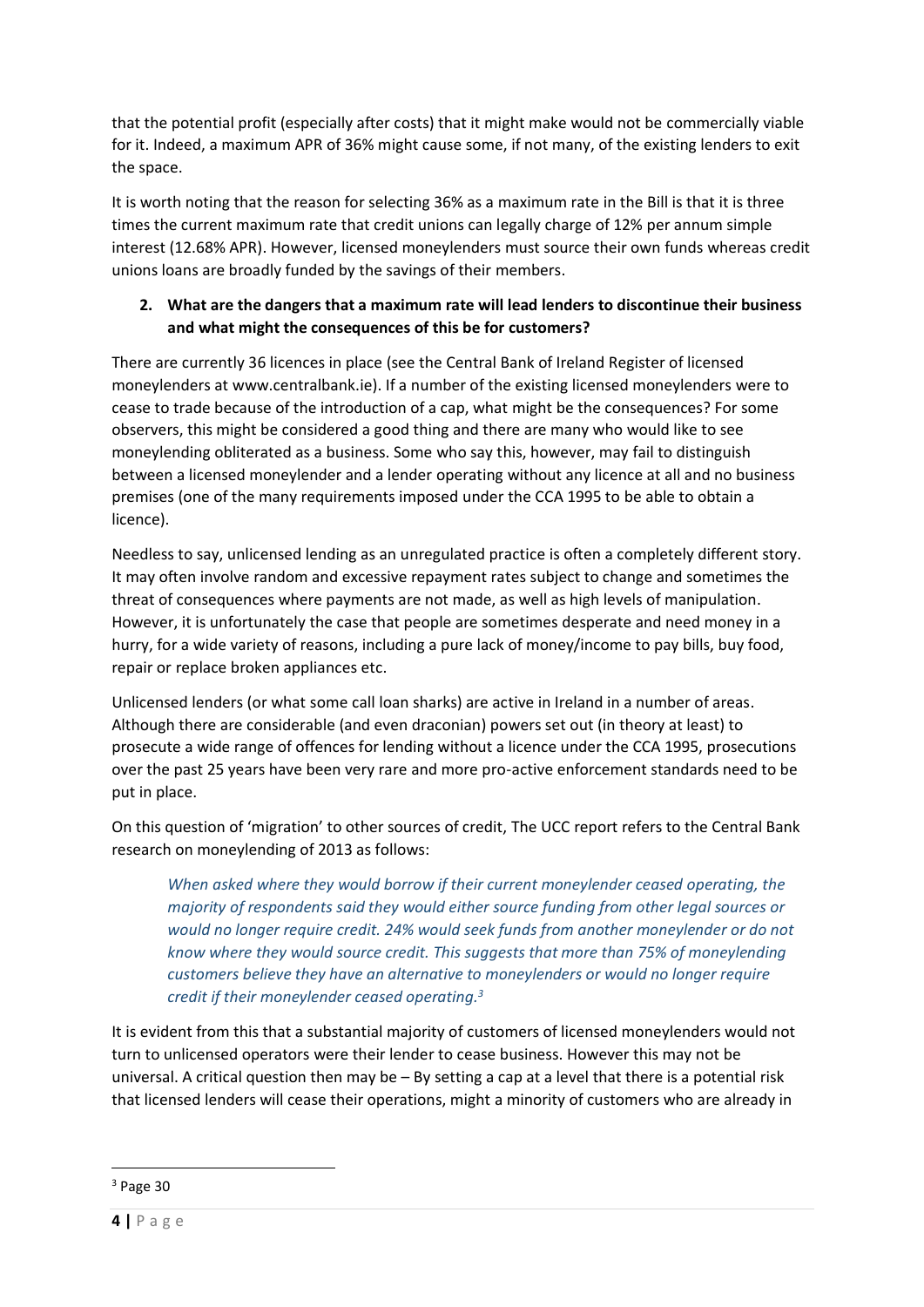that the potential profit (especially after costs) that it might make would not be commercially viable for it. Indeed, a maximum APR of 36% might cause some, if not many, of the existing lenders to exit the space.

It is worth noting that the reason for selecting 36% as a maximum rate in the Bill is that it is three times the current maximum rate that credit unions can legally charge of 12% per annum simple interest (12.68% APR). However, licensed moneylenders must source their own funds whereas credit unions loans are broadly funded by the savings of their members.

2. **What are the dangers that a maximum rate will lead lenders to discontinue their business and what might the consequences of this be for customers?**

There are currently 36 licences in place (see the Central Bank of Ireland Register of licensed moneylenders at www.centralbank.ie). If a number of the existing licensed moneylenders were to cease to trade because of the introduction of a cap, what might be the consequences? For some observers, this might be considered a good thing and there are many who would like to see moneylending obliterated as a business. Some who say this, however, may fail to distinguish between a licensed moneylender and a lender operating without any licence at all and no business premises (one of the many requirements imposed under the CCA 1995 to be able to obtain a licence).

Needless to say, unlicensed lending as an unregulated practice is often a completely different story. It may often involve random and excessive repayment rates subject to change and sometimes the threat of consequences where payments are not made, as well as high levels of manipulation. However, it is unfortunately the case that people are sometimes desperate and need money in a hurry, for a wide variety of reasons, including a pure lack of money/income to pay bills, buy food, repair or replace broken appliances etc.

Unlicensed lenders (or what some call loan sharks) are active in Ireland in a number of areas. Although there are considerable (and even draconian) powers set out (in theory at least) to prosecute a wide range of offences for lending without a licence under the CCA 1995, prosecutions over the past 25 years have been very rare and more pro-active enforcement standards need to be put in place.

On this question of 'migration' to other sources of credit, The UCC report refers to the Central Bank research on moneylending of 2013 as follows:

> *When asked where they would borrow if their current moneylender ceased operating, the majority of respondents said they would either source funding from other legal sources or would no longer require credit. 24% would seek funds from another moneylender or do not know where they would source credit. This suggests that more than 75% of moneylending customers believe they have an alternative to moneylenders or would no longer require credit if their moneylender ceased operating.*[3]

It is evident from this that a substantial majority of customers of licensed moneylenders would not turn to unlicensed operators were their lender to cease business. However this may not be universal. A critical question then may be – By setting a cap at a level that there is a potential risk that licensed lenders will cease their operations, might a minority of customers who are already in

[3] Page 30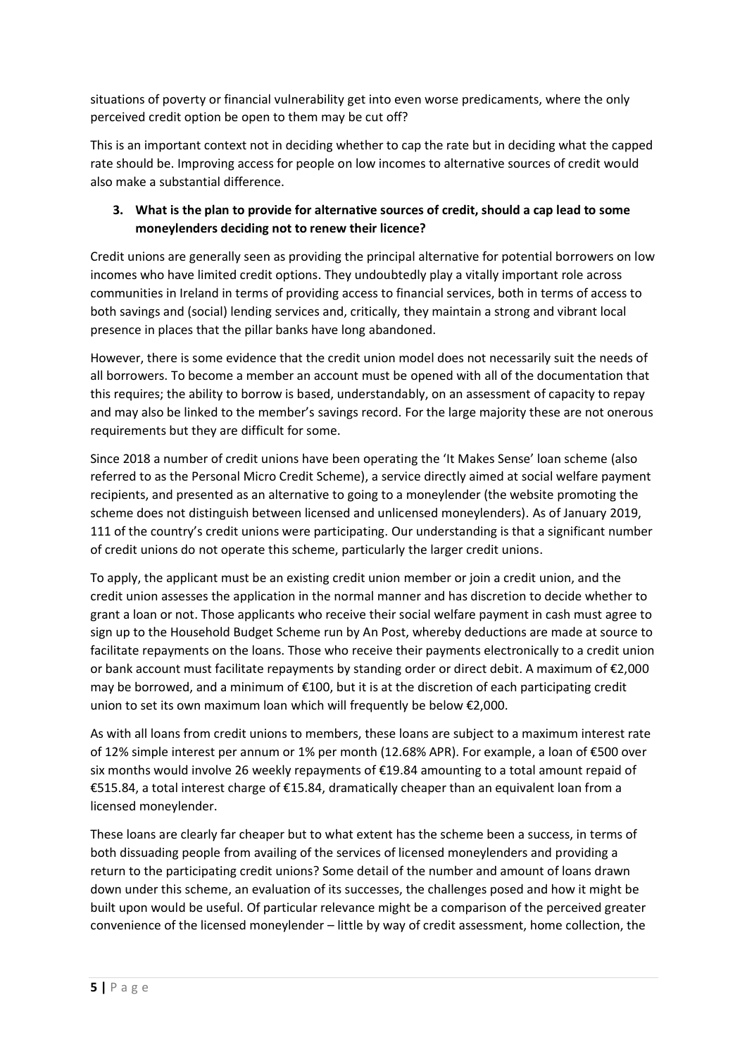situations of poverty or financial vulnerability get into even worse predicaments, where the only perceived credit option be open to them may be cut off?

This is an important context not in deciding whether to cap the rate but in deciding what the capped rate should be. Improving access for people on low incomes to alternative sources of credit would also make a substantial difference.

3. **What is the plan to provide for alternative sources of credit, should a cap lead to some moneylenders deciding not to renew their licence?**

Credit unions are generally seen as providing the principal alternative for potential borrowers on low incomes who have limited credit options. They undoubtedly play a vitally important role across communities in Ireland in terms of providing access to financial services, both in terms of access to both savings and (social) lending services and, critically, they maintain a strong and vibrant local presence in places that the pillar banks have long abandoned.

However, there is some evidence that the credit union model does not necessarily suit the needs of all borrowers. To become a member an account must be opened with all of the documentation that this requires; the ability to borrow is based, understandably, on an assessment of capacity to repay and may also be linked to the member's savings record. For the large majority these are not onerous requirements but they are difficult for some.

Since 2018 a number of credit unions have been operating the 'It Makes Sense' loan scheme (also referred to as the Personal Micro Credit Scheme), a service directly aimed at social welfare payment recipients, and presented as an alternative to going to a moneylender (the website promoting the scheme does not distinguish between licensed and unlicensed moneylenders). As of January 2019, 111 of the country's credit unions were participating. Our understanding is that a significant number of credit unions do not operate this scheme, particularly the larger credit unions.

To apply, the applicant must be an existing credit union member or join a credit union, and the credit union assesses the application in the normal manner and has discretion to decide whether to grant a loan or not. Those applicants who receive their social welfare payment in cash must agree to sign up to the Household Budget Scheme run by An Post, whereby deductions are made at source to facilitate repayments on the loans. Those who receive their payments electronically to a credit union or bank account must facilitate repayments by standing order or direct debit. A maximum of €2,000 may be borrowed, and a minimum of €100, but it is at the discretion of each participating credit union to set its own maximum loan which will frequently be below €2,000.

As with all loans from credit unions to members, these loans are subject to a maximum interest rate of 12% simple interest per annum or 1% per month (12.68% APR). For example, a loan of €500 over six months would involve 26 weekly repayments of €19.84 amounting to a total amount repaid of €515.84, a total interest charge of €15.84, dramatically cheaper than an equivalent loan from a licensed moneylender.

These loans are clearly far cheaper but to what extent has the scheme been a success, in terms of both dissuading people from availing of the services of licensed moneylenders and providing a return to the participating credit unions? Some detail of the number and amount of loans drawn down under this scheme, an evaluation of its successes, the challenges posed and how it might be built upon would be useful. Of particular relevance might be a comparison of the perceived greater convenience of the licensed moneylender – little by way of credit assessment, home collection, the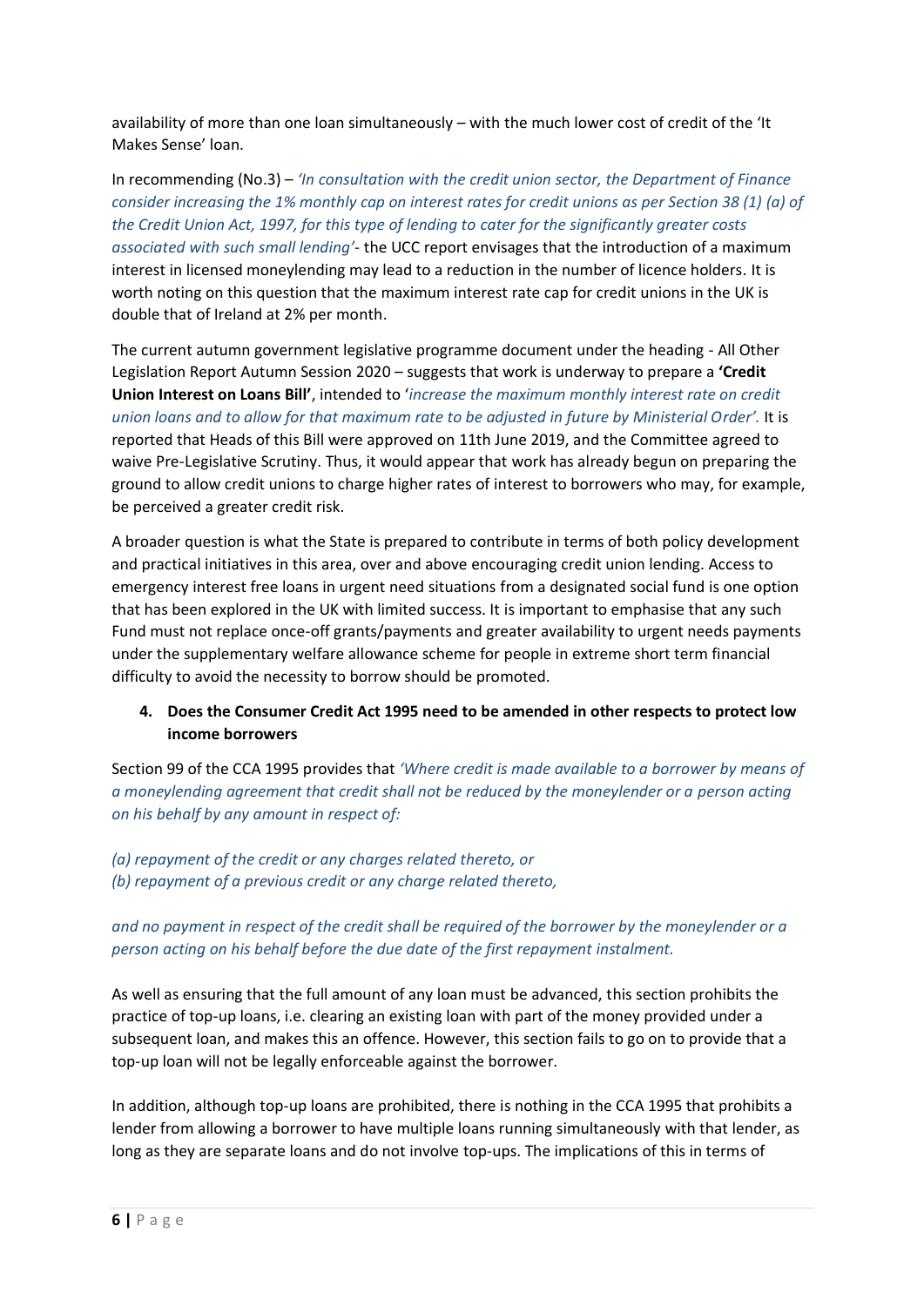availability of more than one loan simultaneously – with the much lower cost of credit of the 'It Makes Sense' loan.

In recommending (No.3) – *'In consultation with the credit union sector, the Department of Finance consider increasing the 1% monthly cap on interest rates for credit unions as per Section 38 (1) (a) of the Credit Union Act, 1997, for this type of lending to cater for the significantly greater costs associated with such small lending'*- the UCC report envisages that the introduction of a maximum interest in licensed moneylending may lead to a reduction in the number of licence holders. It is worth noting on this question that the maximum interest rate cap for credit unions in the UK is double that of Ireland at 2% per month.

The current autumn government legislative programme document under the heading - All Other Legislation Report Autumn Session 2020 – suggests that work is underway to prepare a **'Credit Union Interest on Loans Bill'**, intended to '*increase the maximum monthly interest rate on credit union loans and to allow for that maximum rate to be adjusted in future by Ministerial Order'.* It is reported that Heads of this Bill were approved on 11th June 2019, and the Committee agreed to waive Pre-Legislative Scrutiny. Thus, it would appear that work has already begun on preparing the ground to allow credit unions to charge higher rates of interest to borrowers who may, for example, be perceived a greater credit risk.

A broader question is what the State is prepared to contribute in terms of both policy development and practical initiatives in this area, over and above encouraging credit union lending. Access to emergency interest free loans in urgent need situations from a designated social fund is one option that has been explored in the UK with limited success. It is important to emphasise that any such Fund must not replace once-off grants/payments and greater availability to urgent needs payments under the supplementary welfare allowance scheme for people in extreme short term financial difficulty to avoid the necessity to borrow should be promoted.

4. **Does the Consumer Credit Act 1995 need to be amended in other respects to protect low income borrowers**

Section 99 of the CCA 1995 provides that *'Where credit is made available to a borrower by means of a moneylending agreement that credit shall not be reduced by the moneylender or a person acting on his behalf by any amount in respect of:*

*(a) repayment of the credit or any charges related thereto, or*
*(b) repayment of a previous credit or any charge related thereto,*

*and no payment in respect of the credit shall be required of the borrower by the moneylender or a person acting on his behalf before the due date of the first repayment instalment.*

As well as ensuring that the full amount of any loan must be advanced, this section prohibits the practice of top-up loans, i.e. clearing an existing loan with part of the money provided under a subsequent loan, and makes this an offence. However, this section fails to go on to provide that a top-up loan will not be legally enforceable against the borrower.

In addition, although top-up loans are prohibited, there is nothing in the CCA 1995 that prohibits a lender from allowing a borrower to have multiple loans running simultaneously with that lender, as long as they are separate loans and do not involve top-ups. The implications of this in terms of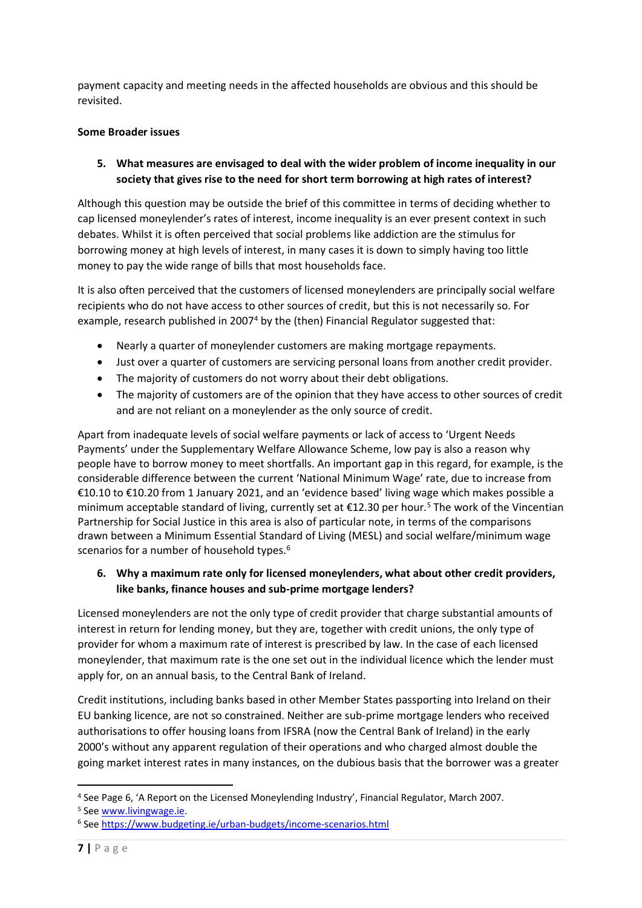payment capacity and meeting needs in the affected households are obvious and this should be revisited.

**Some Broader issues**

5. **What measures are envisaged to deal with the wider problem of income inequality in our society that gives rise to the need for short term borrowing at high rates of interest?**

Although this question may be outside the brief of this committee in terms of deciding whether to cap licensed moneylender's rates of interest, income inequality is an ever present context in such debates. Whilst it is often perceived that social problems like addiction are the stimulus for borrowing money at high levels of interest, in many cases it is down to simply having too little money to pay the wide range of bills that most households face.

It is also often perceived that the customers of licensed moneylenders are principally social welfare recipients who do not have access to other sources of credit, but this is not necessarily so. For example, research published in 2007[4] by the (then) Financial Regulator suggested that:

- Nearly a quarter of moneylender customers are making mortgage repayments.
- Just over a quarter of customers are servicing personal loans from another credit provider.
- The majority of customers do not worry about their debt obligations.
- The majority of customers are of the opinion that they have access to other sources of credit and are not reliant on a moneylender as the only source of credit.

Apart from inadequate levels of social welfare payments or lack of access to 'Urgent Needs Payments' under the Supplementary Welfare Allowance Scheme, low pay is also a reason why people have to borrow money to meet shortfalls. An important gap in this regard, for example, is the considerable difference between the current 'National Minimum Wage' rate, due to increase from €10.10 to €10.20 from 1 January 2021, and an 'evidence based' living wage which makes possible a minimum acceptable standard of living, currently set at €12.30 per hour.[5] The work of the Vincentian Partnership for Social Justice in this area is also of particular note, in terms of the comparisons drawn between a Minimum Essential Standard of Living (MESL) and social welfare/minimum wage scenarios for a number of household types.[6]

6. **Why a maximum rate only for licensed moneylenders, what about other credit providers, like banks, finance houses and sub-prime mortgage lenders?**

Licensed moneylenders are not the only type of credit provider that charge substantial amounts of interest in return for lending money, but they are, together with credit unions, the only type of provider for whom a maximum rate of interest is prescribed by law. In the case of each licensed moneylender, that maximum rate is the one set out in the individual licence which the lender must apply for, on an annual basis, to the Central Bank of Ireland.

Credit institutions, including banks based in other Member States passporting into Ireland on their EU banking licence, are not so constrained. Neither are sub-prime mortgage lenders who received authorisations to offer housing loans from IFSRA (now the Central Bank of Ireland) in the early 2000's without any apparent regulation of their operations and who charged almost double the going market interest rates in many instances, on the dubious basis that the borrower was a greater

---

[4] See Page 6, 'A Report on the Licensed Moneylending Industry', Financial Regulator, March 2007.

[5] See www.livingwage.ie.

[6] See https://www.budgeting.ie/urban-budgets/income-scenarios.html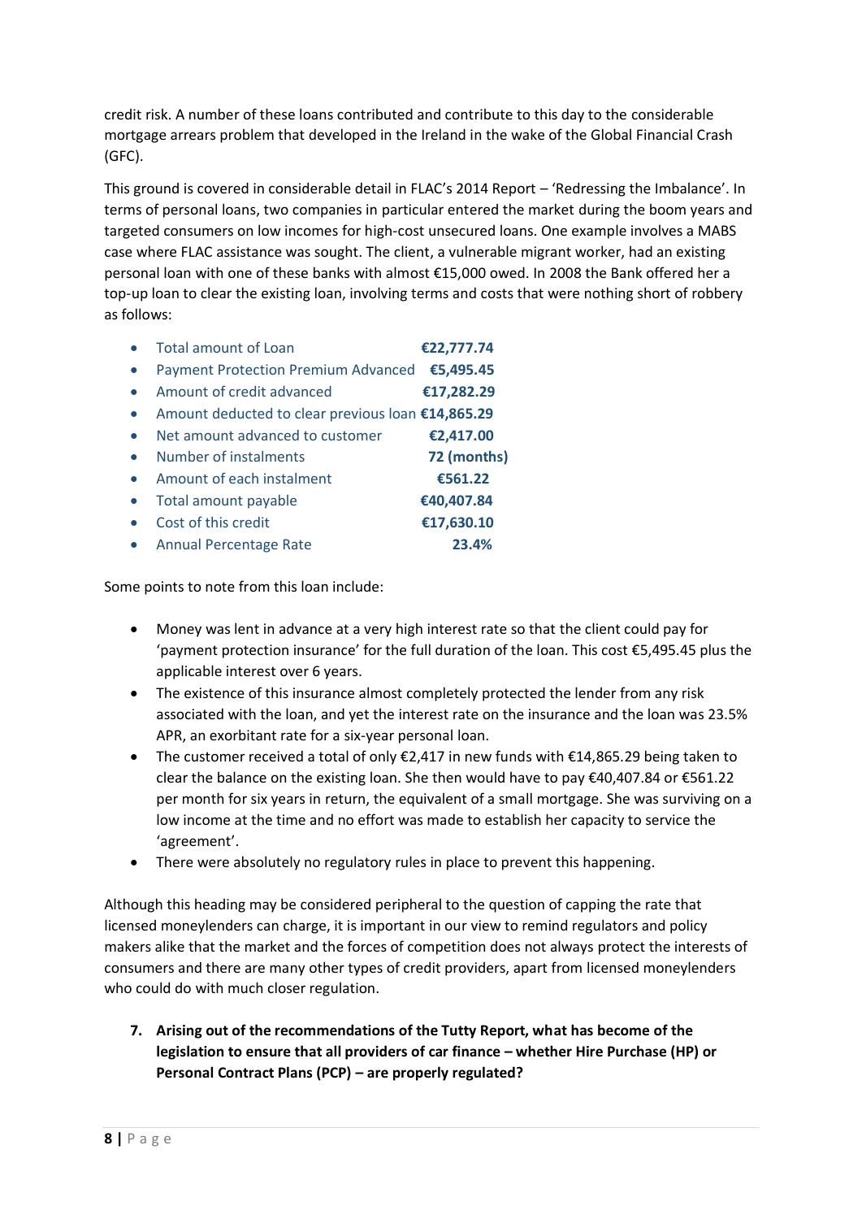credit risk. A number of these loans contributed and contribute to this day to the considerable mortgage arrears problem that developed in the Ireland in the wake of the Global Financial Crash (GFC).

This ground is covered in considerable detail in FLAC's 2014 Report – 'Redressing the Imbalance'. In terms of personal loans, two companies in particular entered the market during the boom years and targeted consumers on low incomes for high-cost unsecured loans. One example involves a MABS case where FLAC assistance was sought. The client, a vulnerable migrant worker, had an existing personal loan with one of these banks with almost €15,000 owed. In 2008 the Bank offered her a top-up loan to clear the existing loan, involving terms and costs that were nothing short of robbery as follows:

- Total amount of Loan **€22,777.74**
- Payment Protection Premium Advanced **€5,495.45**
- Amount of credit advanced **€17,282.29**
- Amount deducted to clear previous loan **€14,865.29**
- Net amount advanced to customer **€2,417.00**
- Number of instalments **72 (months)**
- Amount of each instalment **€561.22**
- Total amount payable **€40,407.84**
- Cost of this credit **€17,630.10**
- Annual Percentage Rate **23.4%**

Some points to note from this loan include:

- Money was lent in advance at a very high interest rate so that the client could pay for 'payment protection insurance' for the full duration of the loan. This cost €5,495.45 plus the applicable interest over 6 years.
- The existence of this insurance almost completely protected the lender from any risk associated with the loan, and yet the interest rate on the insurance and the loan was 23.5% APR, an exorbitant rate for a six-year personal loan.
- The customer received a total of only €2,417 in new funds with €14,865.29 being taken to clear the balance on the existing loan. She then would have to pay €40,407.84 or €561.22 per month for six years in return, the equivalent of a small mortgage. She was surviving on a low income at the time and no effort was made to establish her capacity to service the 'agreement'.
- There were absolutely no regulatory rules in place to prevent this happening.

Although this heading may be considered peripheral to the question of capping the rate that licensed moneylenders can charge, it is important in our view to remind regulators and policy makers alike that the market and the forces of competition does not always protect the interests of consumers and there are many other types of credit providers, apart from licensed moneylenders who could do with much closer regulation.

7. **Arising out of the recommendations of the Tutty Report, what has become of the legislation to ensure that all providers of car finance – whether Hire Purchase (HP) or Personal Contract Plans (PCP) – are properly regulated?**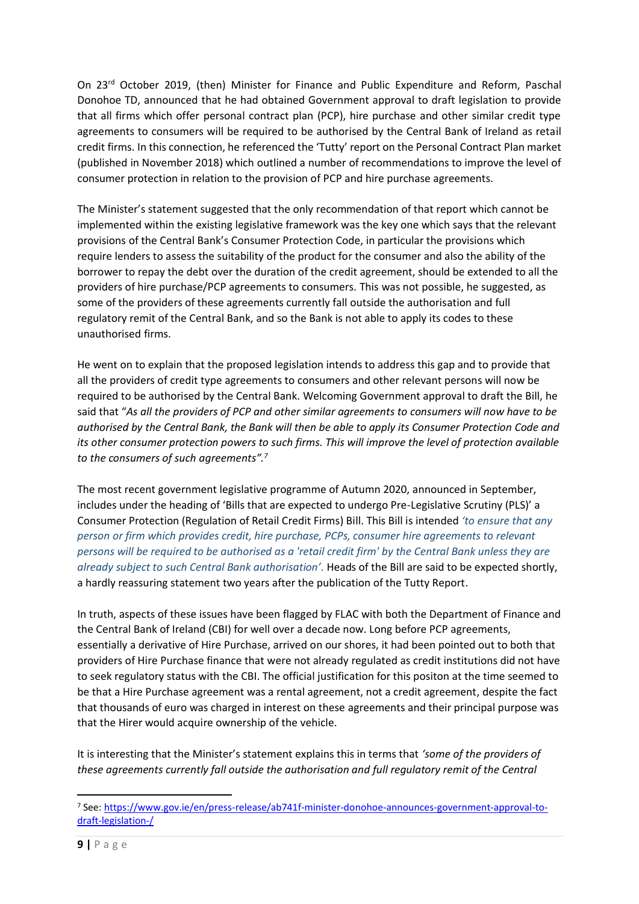On 23rd October 2019, (then) Minister for Finance and Public Expenditure and Reform, Paschal Donohoe TD, announced that he had obtained Government approval to draft legislation to provide that all firms which offer personal contract plan (PCP), hire purchase and other similar credit type agreements to consumers will be required to be authorised by the Central Bank of Ireland as retail credit firms. In this connection, he referenced the 'Tutty' report on the Personal Contract Plan market (published in November 2018) which outlined a number of recommendations to improve the level of consumer protection in relation to the provision of PCP and hire purchase agreements.

The Minister's statement suggested that the only recommendation of that report which cannot be implemented within the existing legislative framework was the key one which says that the relevant provisions of the Central Bank's Consumer Protection Code, in particular the provisions which require lenders to assess the suitability of the product for the consumer and also the ability of the borrower to repay the debt over the duration of the credit agreement, should be extended to all the providers of hire purchase/PCP agreements to consumers. This was not possible, he suggested, as some of the providers of these agreements currently fall outside the authorisation and full regulatory remit of the Central Bank, and so the Bank is not able to apply its codes to these unauthorised firms.

He went on to explain that the proposed legislation intends to address this gap and to provide that all the providers of credit type agreements to consumers and other relevant persons will now be required to be authorised by the Central Bank. Welcoming Government approval to draft the Bill, he said that "*As all the providers of PCP and other similar agreements to consumers will now have to be authorised by the Central Bank, the Bank will then be able to apply its Consumer Protection Code and its other consumer protection powers to such firms. This will improve the level of protection available to the consumers of such agreements".*[7]

The most recent government legislative programme of Autumn 2020, announced in September, includes under the heading of 'Bills that are expected to undergo Pre-Legislative Scrutiny (PLS)' a Consumer Protection (Regulation of Retail Credit Firms) Bill. This Bill is intended *'to ensure that any person or firm which provides credit, hire purchase, PCPs, consumer hire agreements to relevant persons will be required to be authorised as a 'retail credit firm' by the Central Bank unless they are already subject to such Central Bank authorisation'.* Heads of the Bill are said to be expected shortly, a hardly reassuring statement two years after the publication of the Tutty Report.

In truth, aspects of these issues have been flagged by FLAC with both the Department of Finance and the Central Bank of Ireland (CBI) for well over a decade now. Long before PCP agreements, essentially a derivative of Hire Purchase, arrived on our shores, it had been pointed out to both that providers of Hire Purchase finance that were not already regulated as credit institutions did not have to seek regulatory status with the CBI. The official justification for this positon at the time seemed to be that a Hire Purchase agreement was a rental agreement, not a credit agreement, despite the fact that thousands of euro was charged in interest on these agreements and their principal purpose was that the Hirer would acquire ownership of the vehicle.

It is interesting that the Minister's statement explains this in terms that *'some of the providers of these agreements currently fall outside the authorisation and full regulatory remit of the Central*

---

[7] See: https://www.gov.ie/en/press-release/ab741f-minister-donohoe-announces-government-approval-to-draft-legislation-/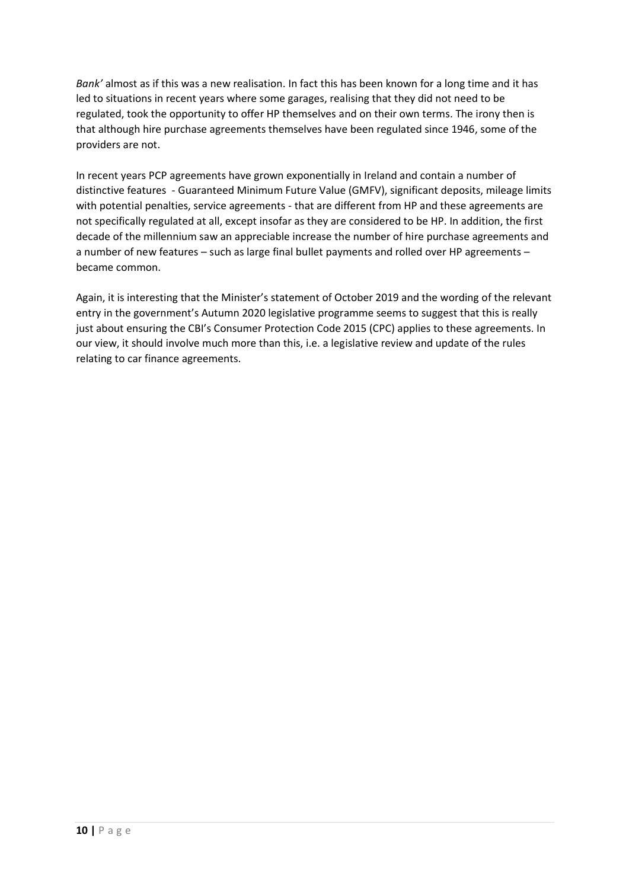*Bank'* almost as if this was a new realisation. In fact this has been known for a long time and it has led to situations in recent years where some garages, realising that they did not need to be regulated, took the opportunity to offer HP themselves and on their own terms. The irony then is that although hire purchase agreements themselves have been regulated since 1946, some of the providers are not.

In recent years PCP agreements have grown exponentially in Ireland and contain a number of distinctive features - Guaranteed Minimum Future Value (GMFV), significant deposits, mileage limits with potential penalties, service agreements - that are different from HP and these agreements are not specifically regulated at all, except insofar as they are considered to be HP. In addition, the first decade of the millennium saw an appreciable increase the number of hire purchase agreements and a number of new features – such as large final bullet payments and rolled over HP agreements – became common.

Again, it is interesting that the Minister's statement of October 2019 and the wording of the relevant entry in the government's Autumn 2020 legislative programme seems to suggest that this is really just about ensuring the CBI's Consumer Protection Code 2015 (CPC) applies to these agreements. In our view, it should involve much more than this, i.e. a legislative review and update of the rules relating to car finance agreements.